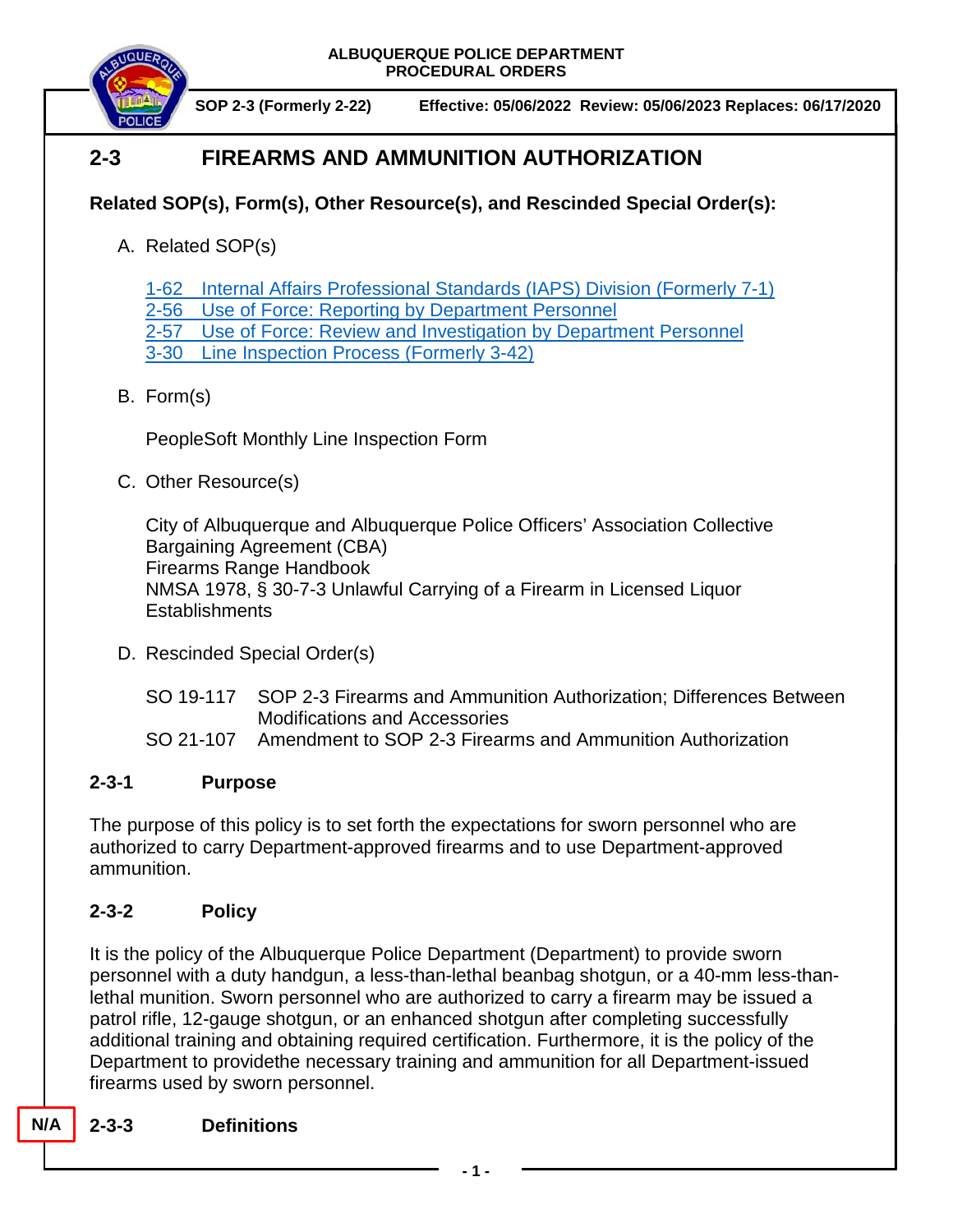ALBUQUERQUE POLICE DEPARTMENT
PROCEDURAL ORDERS

SOP 2-3 (Formerly 2-22) Effective: 05/06/2022 Review: 05/06/2023 Replaces: 06/17/2020

# 2-3 FIREARMS AND AMMUNITION AUTHORIZATION

**Related SOP(s), Form(s), Other Resource(s), and Rescinded Special Order(s):**

A. Related SOP(s)

1-62 Internal Affairs Professional Standards (IAPS) Division (Formerly 7-1)
2-56 Use of Force: Reporting by Department Personnel
2-57 Use of Force: Review and Investigation by Department Personnel
3-30 Line Inspection Process (Formerly 3-42)

B. Form(s)

PeopleSoft Monthly Line Inspection Form

C. Other Resource(s)

City of Albuquerque and Albuquerque Police Officers' Association Collective Bargaining Agreement (CBA)
Firearms Range Handbook
NMSA 1978, § 30-7-3 Unlawful Carrying of a Firearm in Licensed Liquor Establishments

D. Rescinded Special Order(s)

SO 19-117 SOP 2-3 Firearms and Ammunition Authorization; Differences Between Modifications and Accessories
SO 21-107 Amendment to SOP 2-3 Firearms and Ammunition Authorization

## 2-3-1 Purpose

The purpose of this policy is to set forth the expectations for sworn personnel who are authorized to carry Department-approved firearms and to use Department-approved ammunition.

## 2-3-2 Policy

It is the policy of the Albuquerque Police Department (Department) to provide sworn personnel with a duty handgun, a less-than-lethal beanbag shotgun, or a 40-mm less-than-lethal munition. Sworn personnel who are authorized to carry a firearm may be issued a patrol rifle, 12-gauge shotgun, or an enhanced shotgun after completing successfully additional training and obtaining required certification. Furthermore, it is the policy of the Department to providethe necessary training and ammunition for all Department-issued firearms used by sworn personnel.

N/A

## 2-3-3 Definitions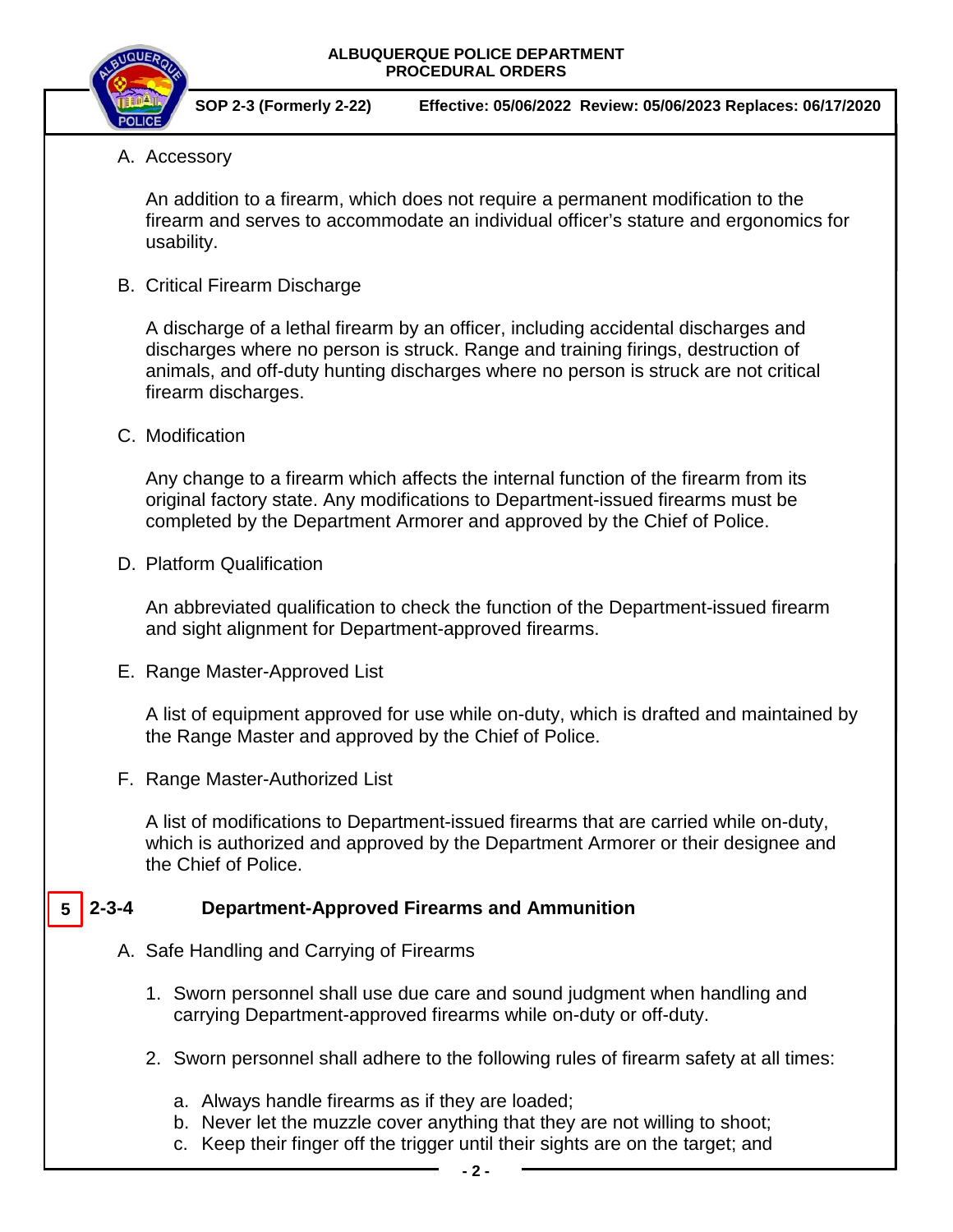A. Accessory

An addition to a firearm, which does not require a permanent modification to the firearm and serves to accommodate an individual officer's stature and ergonomics for usability.

B. Critical Firearm Discharge

A discharge of a lethal firearm by an officer, including accidental discharges and discharges where no person is struck. Range and training firings, destruction of animals, and off-duty hunting discharges where no person is struck are not critical firearm discharges.

C. Modification

Any change to a firearm which affects the internal function of the firearm from its original factory state. Any modifications to Department-issued firearms must be completed by the Department Armorer and approved by the Chief of Police.

D. Platform Qualification

An abbreviated qualification to check the function of the Department-issued firearm and sight alignment for Department-approved firearms.

E. Range Master-Approved List

A list of equipment approved for use while on-duty, which is drafted and maintained by the Range Master and approved by the Chief of Police.

F. Range Master-Authorized List

A list of modifications to Department-issued firearms that are carried while on-duty, which is authorized and approved by the Department Armorer or their designee and the Chief of Police.

## 5 2-3-4 Department-Approved Firearms and Ammunition

A. Safe Handling and Carrying of Firearms

1. Sworn personnel shall use due care and sound judgment when handling and carrying Department-approved firearms while on-duty or off-duty.

2. Sworn personnel shall adhere to the following rules of firearm safety at all times:

   a. Always handle firearms as if they are loaded;
   b. Never let the muzzle cover anything that they are not willing to shoot;
   c. Keep their finger off the trigger until their sights are on the target; and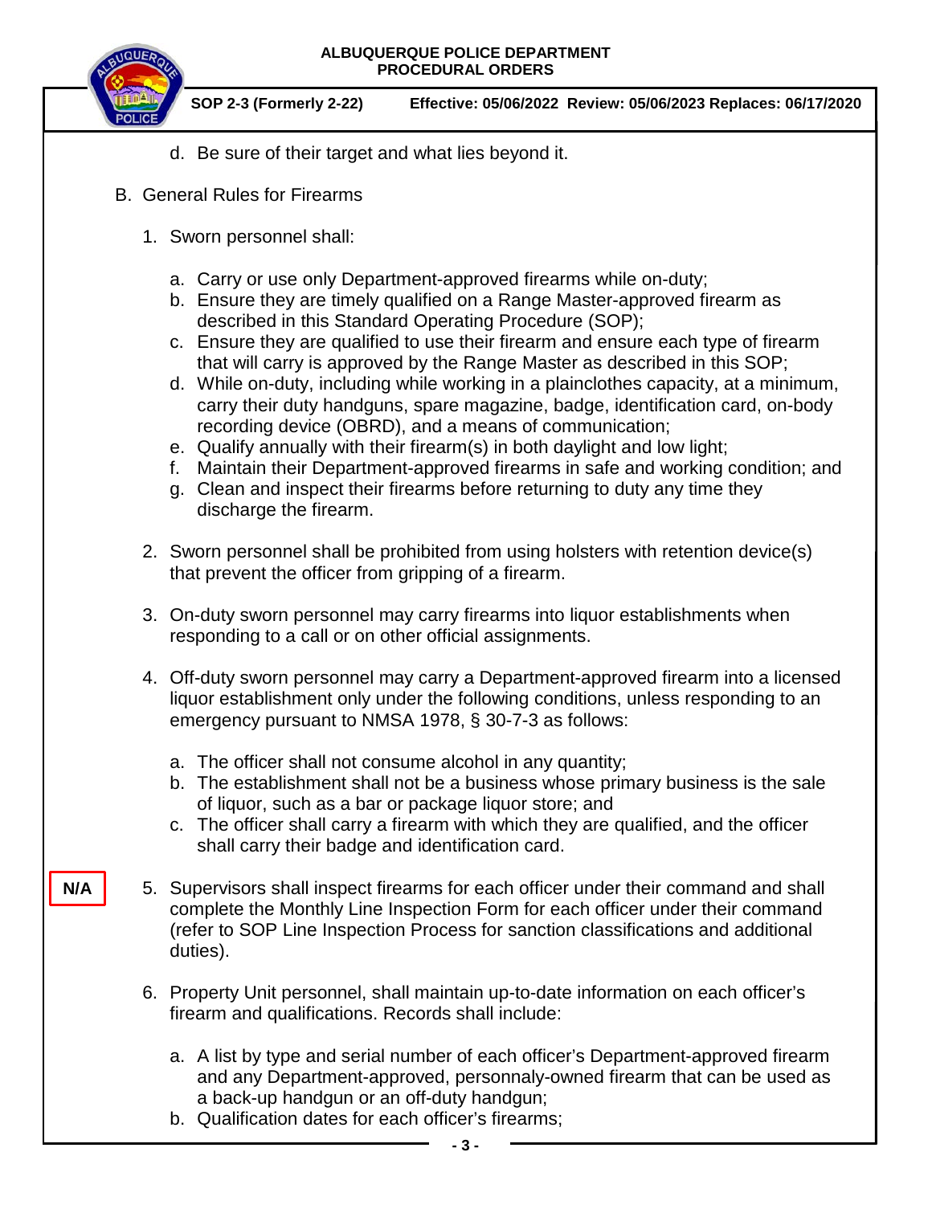d. Be sure of their target and what lies beyond it.

B. General Rules for Firearms

1. Sworn personnel shall:

   a. Carry or use only Department-approved firearms while on-duty;
   b. Ensure they are timely qualified on a Range Master-approved firearm as described in this Standard Operating Procedure (SOP);
   c. Ensure they are qualified to use their firearm and ensure each type of firearm that will carry is approved by the Range Master as described in this SOP;
   d. While on-duty, including while working in a plainclothes capacity, at a minimum, carry their duty handguns, spare magazine, badge, identification card, on-body recording device (OBRD), and a means of communication;
   e. Qualify annually with their firearm(s) in both daylight and low light;
   f. Maintain their Department-approved firearms in safe and working condition; and
   g. Clean and inspect their firearms before returning to duty any time they discharge the firearm.

2. Sworn personnel shall be prohibited from using holsters with retention device(s) that prevent the officer from gripping of a firearm.

3. On-duty sworn personnel may carry firearms into liquor establishments when responding to a call or on other official assignments.

4. Off-duty sworn personnel may carry a Department-approved firearm into a licensed liquor establishment only under the following conditions, unless responding to an emergency pursuant to NMSA 1978, § 30-7-3 as follows:

   a. The officer shall not consume alcohol in any quantity;
   b. The establishment shall not be a business whose primary business is the sale of liquor, such as a bar or package liquor store; and
   c. The officer shall carry a firearm with which they are qualified, and the officer shall carry their badge and identification card.

N/A

5. Supervisors shall inspect firearms for each officer under their command and shall complete the Monthly Line Inspection Form for each officer under their command (refer to SOP Line Inspection Process for sanction classifications and additional duties).

6. Property Unit personnel, shall maintain up-to-date information on each officer's firearm and qualifications. Records shall include:

   a. A list by type and serial number of each officer's Department-approved firearm and any Department-approved, personnaly-owned firearm that can be used as a back-up handgun or an off-duty handgun;
   b. Qualification dates for each officer's firearms;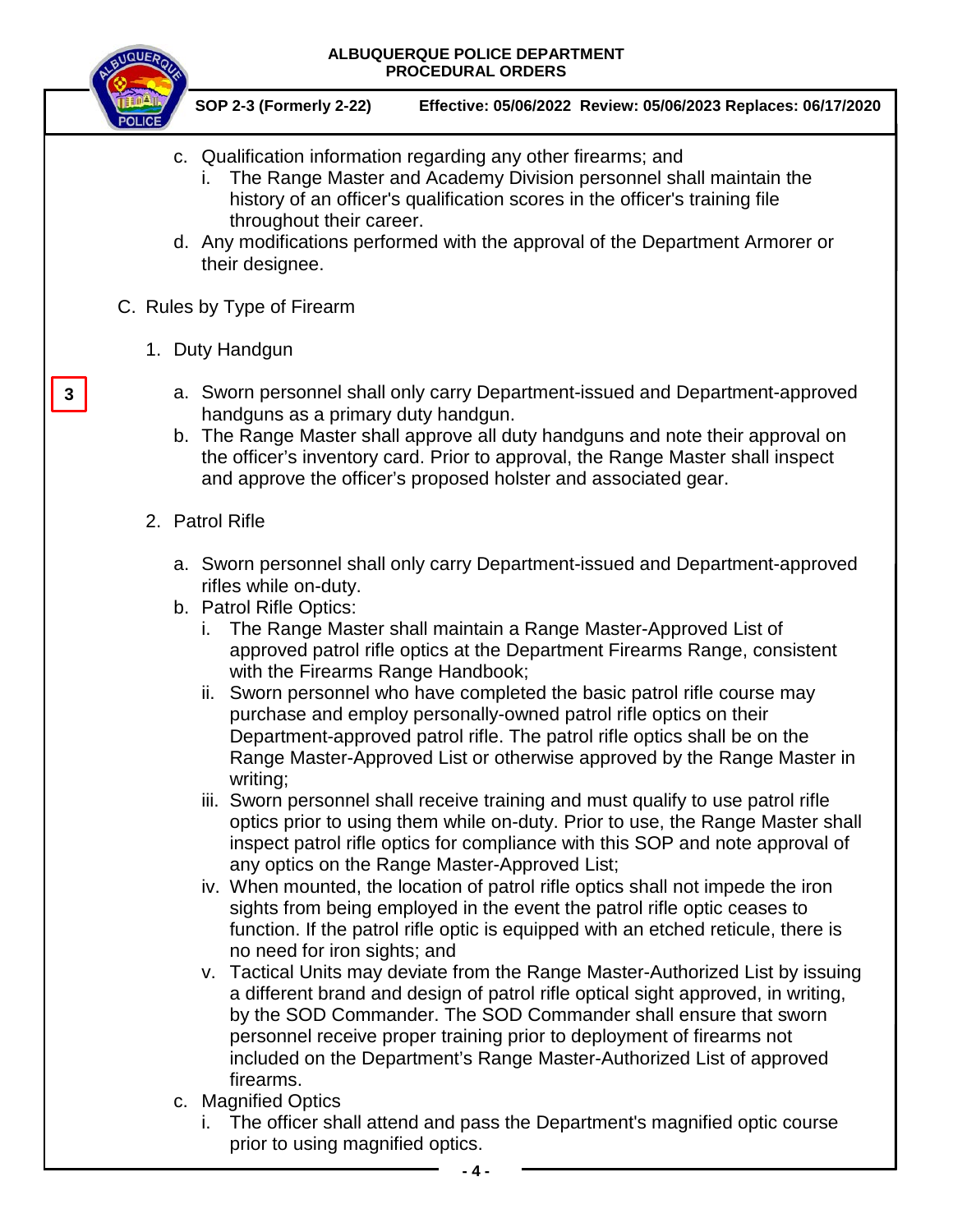c. Qualification information regarding any other firearms; and
   i. The Range Master and Academy Division personnel shall maintain the history of an officer's qualification scores in the officer's training file throughout their career.

d. Any modifications performed with the approval of the Department Armorer or their designee.

C. Rules by Type of Firearm

1. Duty Handgun

3

a. Sworn personnel shall only carry Department-issued and Department-approved handguns as a primary duty handgun.

b. The Range Master shall approve all duty handguns and note their approval on the officer's inventory card. Prior to approval, the Range Master shall inspect and approve the officer's proposed holster and associated gear.

2. Patrol Rifle

a. Sworn personnel shall only carry Department-issued and Department-approved rifles while on-duty.

b. Patrol Rifle Optics:
   i. The Range Master shall maintain a Range Master-Approved List of approved patrol rifle optics at the Department Firearms Range, consistent with the Firearms Range Handbook;
   ii. Sworn personnel who have completed the basic patrol rifle course may purchase and employ personally-owned patrol rifle optics on their Department-approved patrol rifle. The patrol rifle optics shall be on the Range Master-Approved List or otherwise approved by the Range Master in writing;
   iii. Sworn personnel shall receive training and must qualify to use patrol rifle optics prior to using them while on-duty. Prior to use, the Range Master shall inspect patrol rifle optics for compliance with this SOP and note approval of any optics on the Range Master-Approved List;
   iv. When mounted, the location of patrol rifle optics shall not impede the iron sights from being employed in the event the patrol rifle optic ceases to function. If the patrol rifle optic is equipped with an etched reticule, there is no need for iron sights; and
   v. Tactical Units may deviate from the Range Master-Authorized List by issuing a different brand and design of patrol rifle optical sight approved, in writing, by the SOD Commander. The SOD Commander shall ensure that sworn personnel receive proper training prior to deployment of firearms not included on the Department's Range Master-Authorized List of approved firearms.

c. Magnified Optics
   i. The officer shall attend and pass the Department's magnified optic course prior to using magnified optics.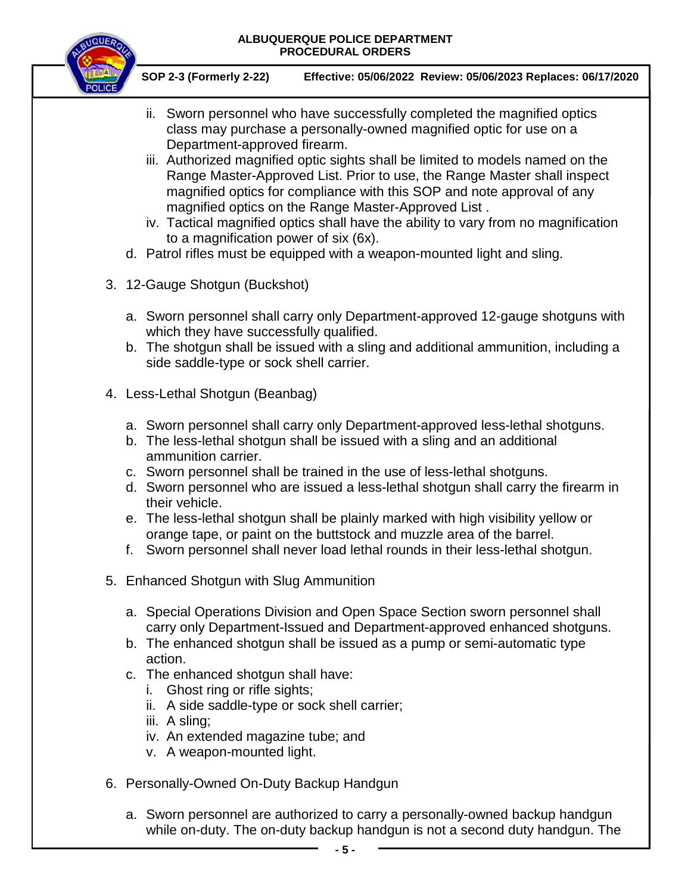ii. Sworn personnel who have successfully completed the magnified optics class may purchase a personally-owned magnified optic for use on a Department-approved firearm.

iii. Authorized magnified optic sights shall be limited to models named on the Range Master-Approved List. Prior to use, the Range Master shall inspect magnified optics for compliance with this SOP and note approval of any magnified optics on the Range Master-Approved List .

iv. Tactical magnified optics shall have the ability to vary from no magnification to a magnification power of six (6x).

d. Patrol rifles must be equipped with a weapon-mounted light and sling.

3. 12-Gauge Shotgun (Buckshot)

   a. Sworn personnel shall carry only Department-approved 12-gauge shotguns with which they have successfully qualified.
   b. The shotgun shall be issued with a sling and additional ammunition, including a side saddle-type or sock shell carrier.

4. Less-Lethal Shotgun (Beanbag)

   a. Sworn personnel shall carry only Department-approved less-lethal shotguns.
   b. The less-lethal shotgun shall be issued with a sling and an additional ammunition carrier.
   c. Sworn personnel shall be trained in the use of less-lethal shotguns.
   d. Sworn personnel who are issued a less-lethal shotgun shall carry the firearm in their vehicle.
   e. The less-lethal shotgun shall be plainly marked with high visibility yellow or orange tape, or paint on the buttstock and muzzle area of the barrel.
   f. Sworn personnel shall never load lethal rounds in their less-lethal shotgun.

5. Enhanced Shotgun with Slug Ammunition

   a. Special Operations Division and Open Space Section sworn personnel shall carry only Department-Issued and Department-approved enhanced shotguns.
   b. The enhanced shotgun shall be issued as a pump or semi-automatic type action.
   c. The enhanced shotgun shall have:
      i. Ghost ring or rifle sights;
      ii. A side saddle-type or sock shell carrier;
      iii. A sling;
      iv. An extended magazine tube; and
      v. A weapon-mounted light.

6. Personally-Owned On-Duty Backup Handgun

   a. Sworn personnel are authorized to carry a personally-owned backup handgun while on-duty. The on-duty backup handgun is not a second duty handgun. The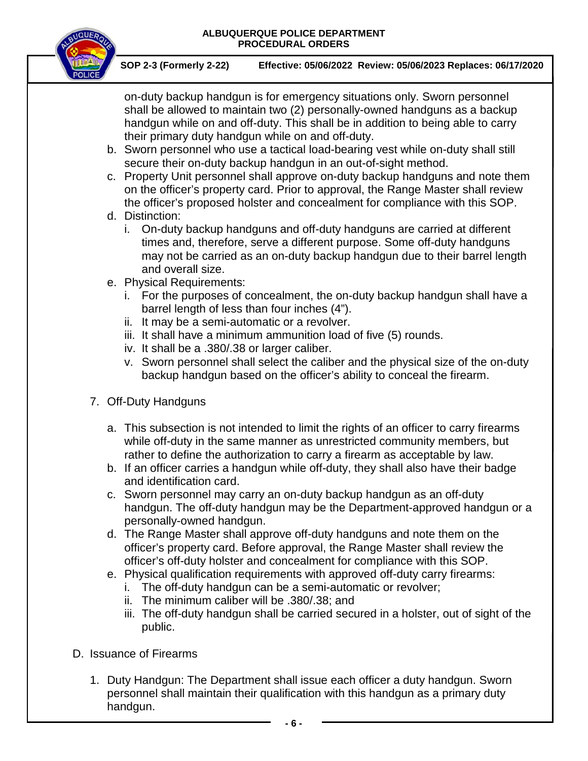on-duty backup handgun is for emergency situations only. Sworn personnel shall be allowed to maintain two (2) personally-owned handguns as a backup handgun while on and off-duty. This shall be in addition to being able to carry their primary duty handgun while on and off-duty.

b. Sworn personnel who use a tactical load-bearing vest while on-duty shall still secure their on-duty backup handgun in an out-of-sight method.

c. Property Unit personnel shall approve on-duty backup handguns and note them on the officer's property card. Prior to approval, the Range Master shall review the officer's proposed holster and concealment for compliance with this SOP.

d. Distinction:

   i. On-duty backup handguns and off-duty handguns are carried at different times and, therefore, serve a different purpose. Some off-duty handguns may not be carried as an on-duty backup handgun due to their barrel length and overall size.

e. Physical Requirements:

   i. For the purposes of concealment, the on-duty backup handgun shall have a barrel length of less than four inches (4").

   ii. It may be a semi-automatic or a revolver.

   iii. It shall have a minimum ammunition load of five (5) rounds.

   iv. It shall be a .380/.38 or larger caliber.

   v. Sworn personnel shall select the caliber and the physical size of the on-duty backup handgun based on the officer's ability to conceal the firearm.

7. Off-Duty Handguns

   a. This subsection is not intended to limit the rights of an officer to carry firearms while off-duty in the same manner as unrestricted community members, but rather to define the authorization to carry a firearm as acceptable by law.

   b. If an officer carries a handgun while off-duty, they shall also have their badge and identification card.

   c. Sworn personnel may carry an on-duty backup handgun as an off-duty handgun. The off-duty handgun may be the Department-approved handgun or a personally-owned handgun.

   d. The Range Master shall approve off-duty handguns and note them on the officer's property card. Before approval, the Range Master shall review the officer's off-duty holster and concealment for compliance with this SOP.

   e. Physical qualification requirements with approved off-duty carry firearms:

      i. The off-duty handgun can be a semi-automatic or revolver;

      ii. The minimum caliber will be .380/.38; and

      iii. The off-duty handgun shall be carried secured in a holster, out of sight of the public.

D. Issuance of Firearms

1. Duty Handgun: The Department shall issue each officer a duty handgun. Sworn personnel shall maintain their qualification with this handgun as a primary duty handgun.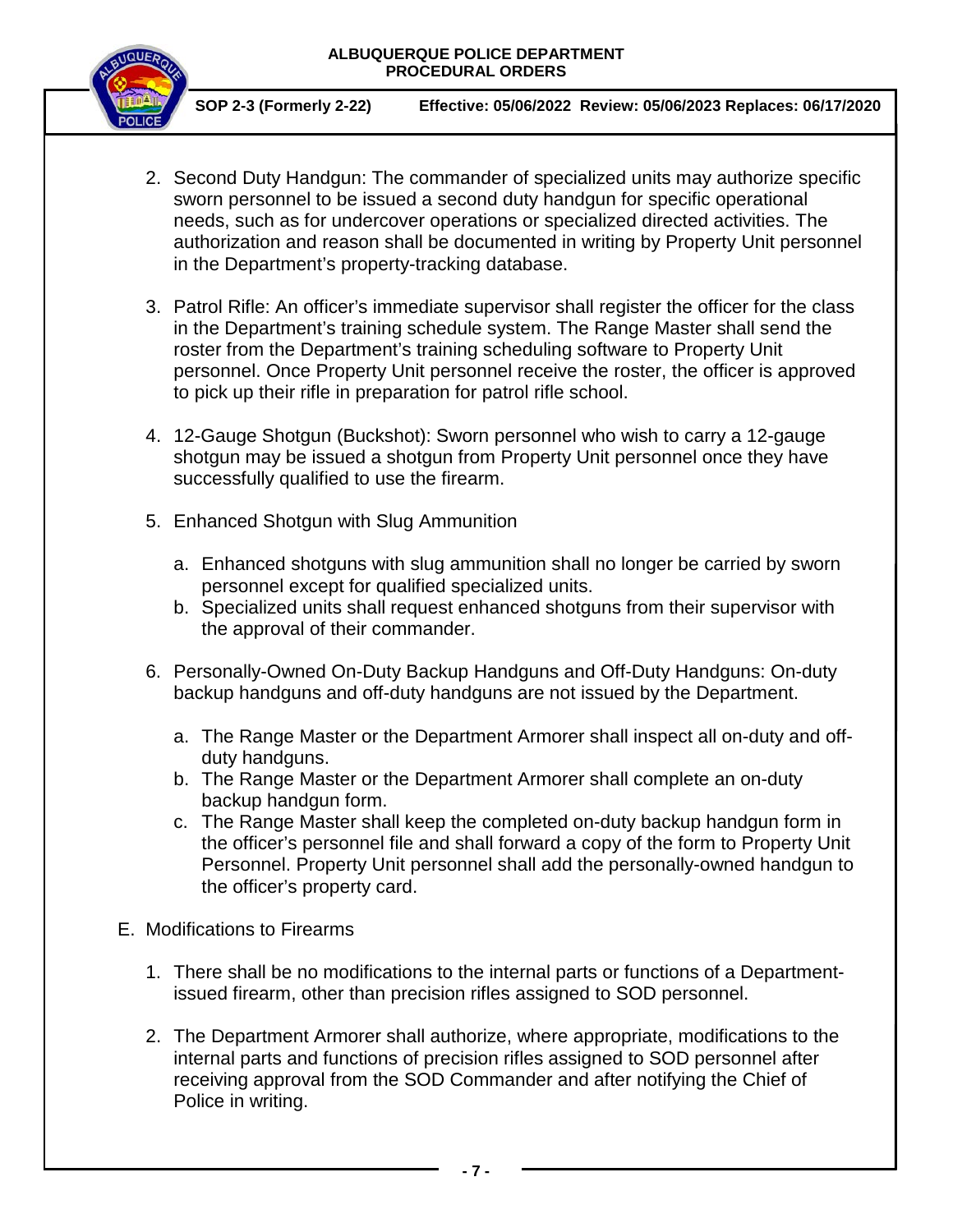2. Second Duty Handgun: The commander of specialized units may authorize specific sworn personnel to be issued a second duty handgun for specific operational needs, such as for undercover operations or specialized directed activities. The authorization and reason shall be documented in writing by Property Unit personnel in the Department's property-tracking database.

3. Patrol Rifle: An officer's immediate supervisor shall register the officer for the class in the Department's training schedule system. The Range Master shall send the roster from the Department's training scheduling software to Property Unit personnel. Once Property Unit personnel receive the roster, the officer is approved to pick up their rifle in preparation for patrol rifle school.

4. 12-Gauge Shotgun (Buckshot): Sworn personnel who wish to carry a 12-gauge shotgun may be issued a shotgun from Property Unit personnel once they have successfully qualified to use the firearm.

5. Enhanced Shotgun with Slug Ammunition

   a. Enhanced shotguns with slug ammunition shall no longer be carried by sworn personnel except for qualified specialized units.
   b. Specialized units shall request enhanced shotguns from their supervisor with the approval of their commander.

6. Personally-Owned On-Duty Backup Handguns and Off-Duty Handguns: On-duty backup handguns and off-duty handguns are not issued by the Department.

   a. The Range Master or the Department Armorer shall inspect all on-duty and off-duty handguns.
   b. The Range Master or the Department Armorer shall complete an on-duty backup handgun form.
   c. The Range Master shall keep the completed on-duty backup handgun form in the officer's personnel file and shall forward a copy of the form to Property Unit Personnel. Property Unit personnel shall add the personally-owned handgun to the officer's property card.

E. Modifications to Firearms

   1. There shall be no modifications to the internal parts or functions of a Department-issued firearm, other than precision rifles assigned to SOD personnel.

   2. The Department Armorer shall authorize, where appropriate, modifications to the internal parts and functions of precision rifles assigned to SOD personnel after receiving approval from the SOD Commander and after notifying the Chief of Police in writing.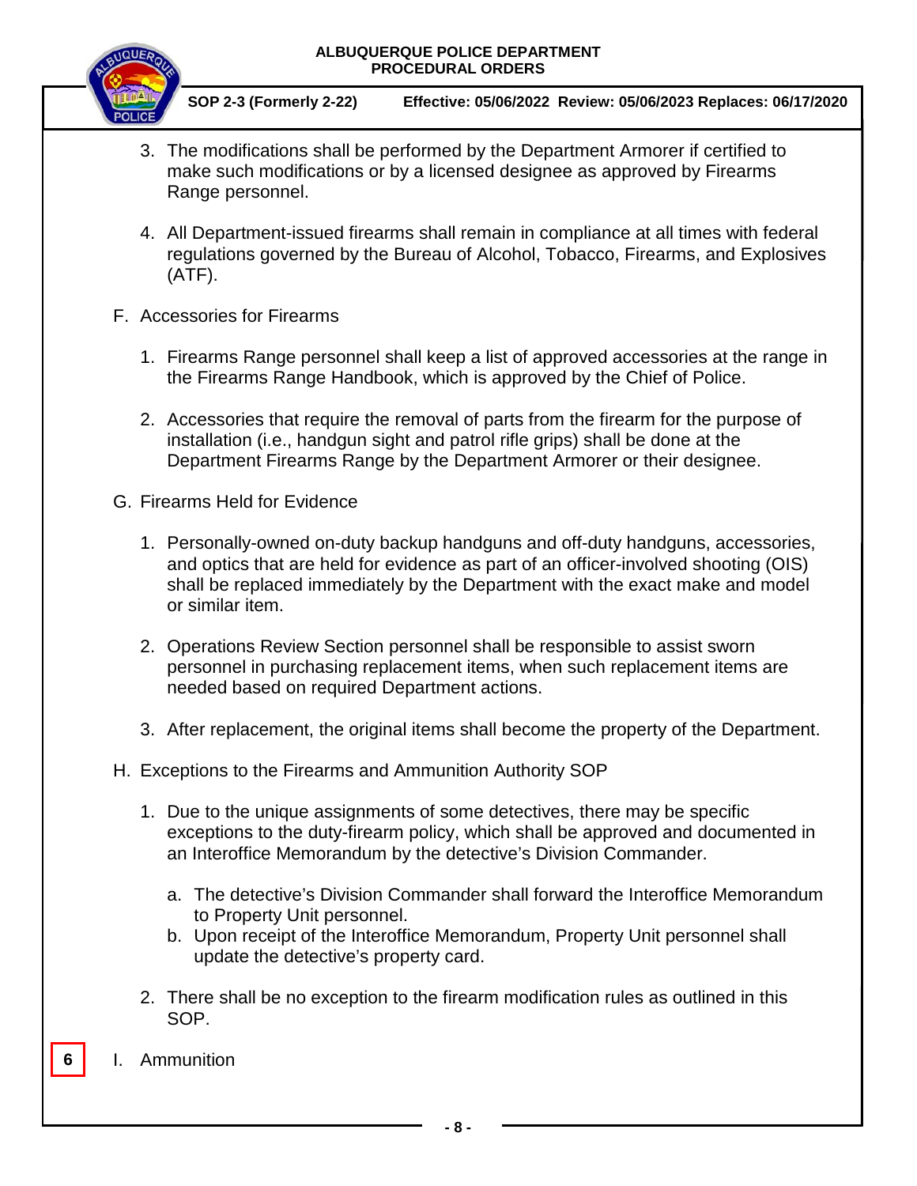3. The modifications shall be performed by the Department Armorer if certified to make such modifications or by a licensed designee as approved by Firearms Range personnel.

4. All Department-issued firearms shall remain in compliance at all times with federal regulations governed by the Bureau of Alcohol, Tobacco, Firearms, and Explosives (ATF).

F. Accessories for Firearms

1. Firearms Range personnel shall keep a list of approved accessories at the range in the Firearms Range Handbook, which is approved by the Chief of Police.

2. Accessories that require the removal of parts from the firearm for the purpose of installation (i.e., handgun sight and patrol rifle grips) shall be done at the Department Firearms Range by the Department Armorer or their designee.

G. Firearms Held for Evidence

1. Personally-owned on-duty backup handguns and off-duty handguns, accessories, and optics that are held for evidence as part of an officer-involved shooting (OIS) shall be replaced immediately by the Department with the exact make and model or similar item.

2. Operations Review Section personnel shall be responsible to assist sworn personnel in purchasing replacement items, when such replacement items are needed based on required Department actions.

3. After replacement, the original items shall become the property of the Department.

H. Exceptions to the Firearms and Ammunition Authority SOP

1. Due to the unique assignments of some detectives, there may be specific exceptions to the duty-firearm policy, which shall be approved and documented in an Interoffice Memorandum by the detective's Division Commander.

   a. The detective's Division Commander shall forward the Interoffice Memorandum to Property Unit personnel.
   b. Upon receipt of the Interoffice Memorandum, Property Unit personnel shall update the detective's property card.

2. There shall be no exception to the firearm modification rules as outlined in this SOP.

6 I. Ammunition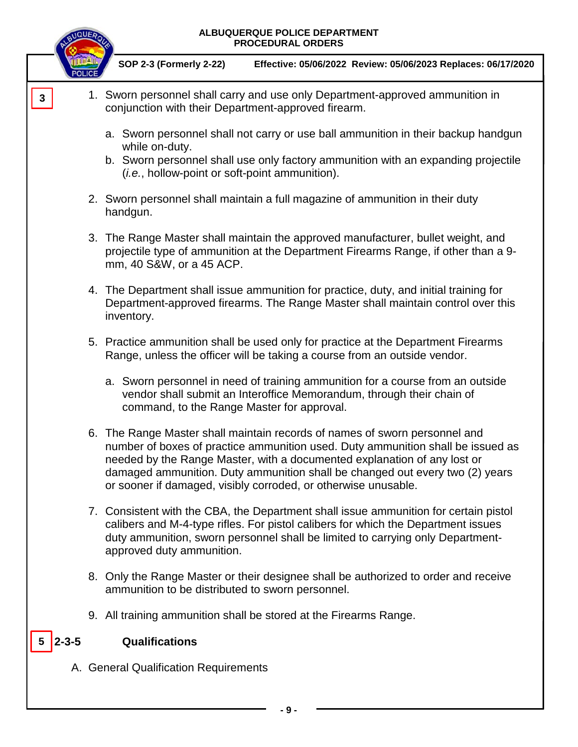3

1. Sworn personnel shall carry and use only Department-approved ammunition in conjunction with their Department-approved firearm.

   a. Sworn personnel shall not carry or use ball ammunition in their backup handgun while on-duty.
   b. Sworn personnel shall use only factory ammunition with an expanding projectile (*i.e.*, hollow-point or soft-point ammunition).

2. Sworn personnel shall maintain a full magazine of ammunition in their duty handgun.

3. The Range Master shall maintain the approved manufacturer, bullet weight, and projectile type of ammunition at the Department Firearms Range, if other than a 9-mm, 40 S&W, or a 45 ACP.

4. The Department shall issue ammunition for practice, duty, and initial training for Department-approved firearms. The Range Master shall maintain control over this inventory.

5. Practice ammunition shall be used only for practice at the Department Firearms Range, unless the officer will be taking a course from an outside vendor.

   a. Sworn personnel in need of training ammunition for a course from an outside vendor shall submit an Interoffice Memorandum, through their chain of command, to the Range Master for approval.

6. The Range Master shall maintain records of names of sworn personnel and number of boxes of practice ammunition used. Duty ammunition shall be issued as needed by the Range Master, with a documented explanation of any lost or damaged ammunition. Duty ammunition shall be changed out every two (2) years or sooner if damaged, visibly corroded, or otherwise unusable.

7. Consistent with the CBA, the Department shall issue ammunition for certain pistol calibers and M-4-type rifles. For pistol calibers for which the Department issues duty ammunition, sworn personnel shall be limited to carrying only Department-approved duty ammunition.

8. Only the Range Master or their designee shall be authorized to order and receive ammunition to be distributed to sworn personnel.

9. All training ammunition shall be stored at the Firearms Range.

## 5 2-3-5 Qualifications

A. General Qualification Requirements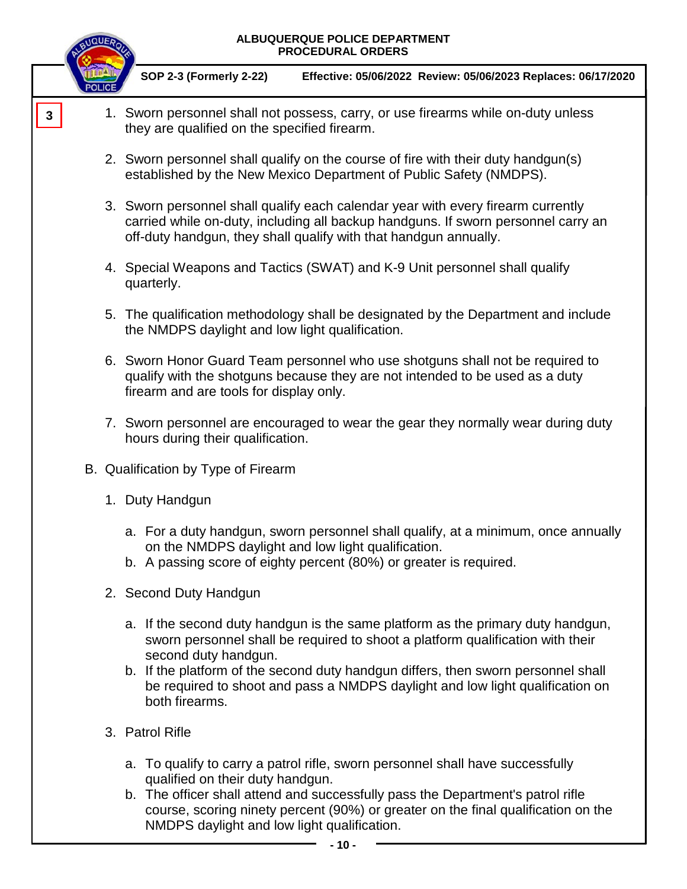3

1. Sworn personnel shall not possess, carry, or use firearms while on-duty unless they are qualified on the specified firearm.

2. Sworn personnel shall qualify on the course of fire with their duty handgun(s) established by the New Mexico Department of Public Safety (NMDPS).

3. Sworn personnel shall qualify each calendar year with every firearm currently carried while on-duty, including all backup handguns. If sworn personnel carry an off-duty handgun, they shall qualify with that handgun annually.

4. Special Weapons and Tactics (SWAT) and K-9 Unit personnel shall qualify quarterly.

5. The qualification methodology shall be designated by the Department and include the NMDPS daylight and low light qualification.

6. Sworn Honor Guard Team personnel who use shotguns shall not be required to qualify with the shotguns because they are not intended to be used as a duty firearm and are tools for display only.

7. Sworn personnel are encouraged to wear the gear they normally wear during duty hours during their qualification.

B. Qualification by Type of Firearm

1. Duty Handgun

   a. For a duty handgun, sworn personnel shall qualify, at a minimum, once annually on the NMDPS daylight and low light qualification.
   b. A passing score of eighty percent (80%) or greater is required.

2. Second Duty Handgun

   a. If the second duty handgun is the same platform as the primary duty handgun, sworn personnel shall be required to shoot a platform qualification with their second duty handgun.
   b. If the platform of the second duty handgun differs, then sworn personnel shall be required to shoot and pass a NMDPS daylight and low light qualification on both firearms.

3. Patrol Rifle

   a. To qualify to carry a patrol rifle, sworn personnel shall have successfully qualified on their duty handgun.
   b. The officer shall attend and successfully pass the Department's patrol rifle course, scoring ninety percent (90%) or greater on the final qualification on the NMDPS daylight and low light qualification.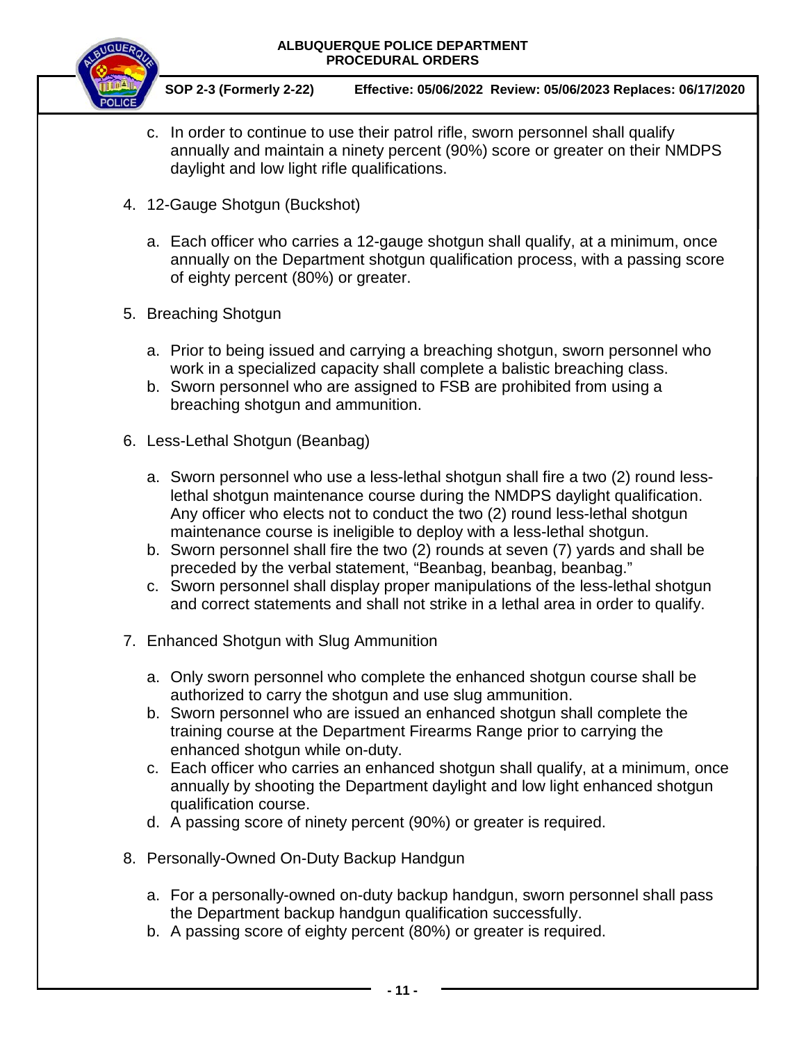c. In order to continue to use their patrol rifle, sworn personnel shall qualify annually and maintain a ninety percent (90%) score or greater on their NMDPS daylight and low light rifle qualifications.

4. 12-Gauge Shotgun (Buckshot)

   a. Each officer who carries a 12-gauge shotgun shall qualify, at a minimum, once annually on the Department shotgun qualification process, with a passing score of eighty percent (80%) or greater.

5. Breaching Shotgun

   a. Prior to being issued and carrying a breaching shotgun, sworn personnel who work in a specialized capacity shall complete a balistic breaching class.
   b. Sworn personnel who are assigned to FSB are prohibited from using a breaching shotgun and ammunition.

6. Less-Lethal Shotgun (Beanbag)

   a. Sworn personnel who use a less-lethal shotgun shall fire a two (2) round less-lethal shotgun maintenance course during the NMDPS daylight qualification. Any officer who elects not to conduct the two (2) round less-lethal shotgun maintenance course is ineligible to deploy with a less-lethal shotgun.
   b. Sworn personnel shall fire the two (2) rounds at seven (7) yards and shall be preceded by the verbal statement, "Beanbag, beanbag, beanbag."
   c. Sworn personnel shall display proper manipulations of the less-lethal shotgun and correct statements and shall not strike in a lethal area in order to qualify.

7. Enhanced Shotgun with Slug Ammunition

   a. Only sworn personnel who complete the enhanced shotgun course shall be authorized to carry the shotgun and use slug ammunition.
   b. Sworn personnel who are issued an enhanced shotgun shall complete the training course at the Department Firearms Range prior to carrying the enhanced shotgun while on-duty.
   c. Each officer who carries an enhanced shotgun shall qualify, at a minimum, once annually by shooting the Department daylight and low light enhanced shotgun qualification course.
   d. A passing score of ninety percent (90%) or greater is required.

8. Personally-Owned On-Duty Backup Handgun

   a. For a personally-owned on-duty backup handgun, sworn personnel shall pass the Department backup handgun qualification successfully.
   b. A passing score of eighty percent (80%) or greater is required.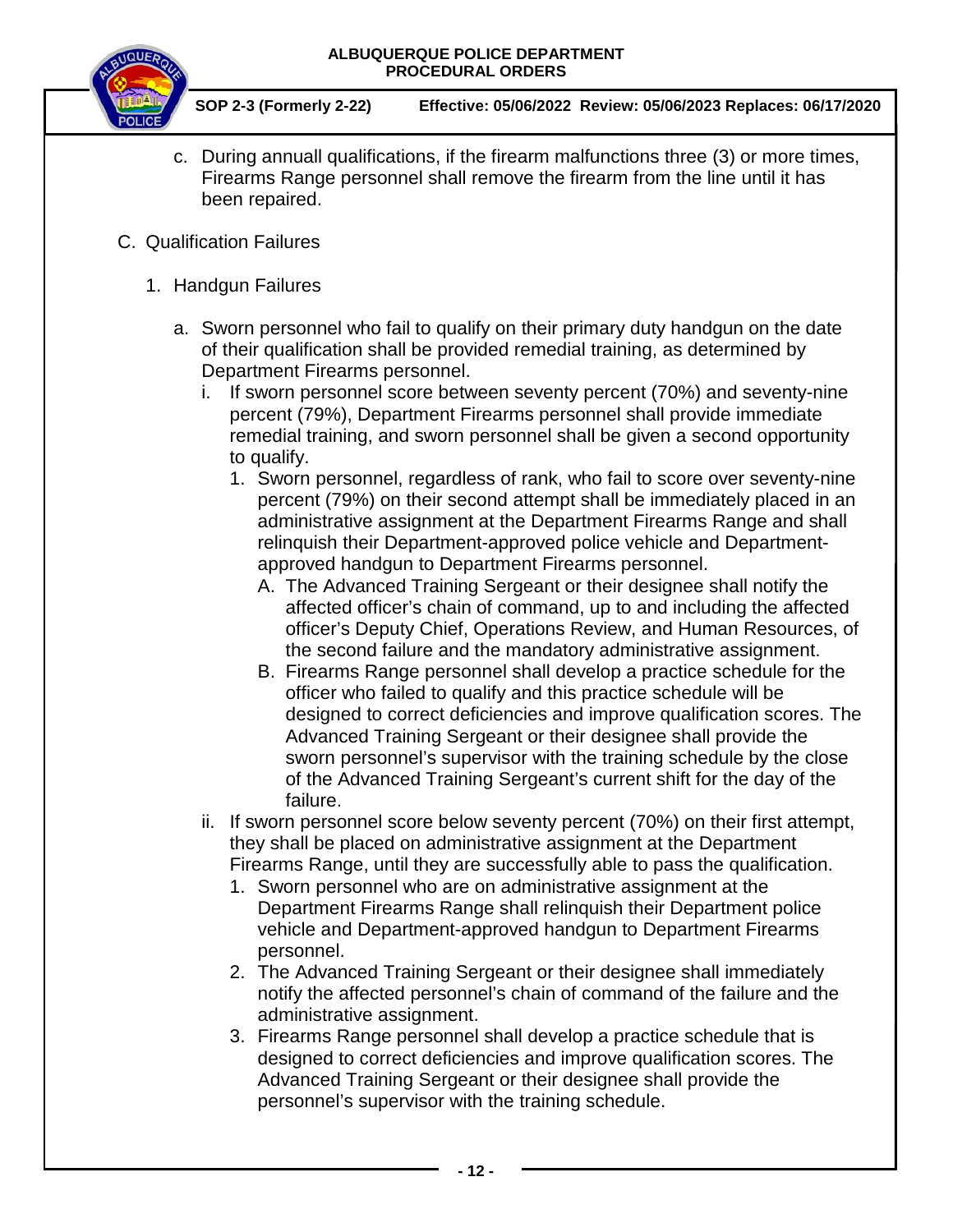c. During annuall qualifications, if the firearm malfunctions three (3) or more times, Firearms Range personnel shall remove the firearm from the line until it has been repaired.

C. Qualification Failures

1. Handgun Failures

a. Sworn personnel who fail to qualify on their primary duty handgun on the date of their qualification shall be provided remedial training, as determined by Department Firearms personnel.

i. If sworn personnel score between seventy percent (70%) and seventy-nine percent (79%), Department Firearms personnel shall provide immediate remedial training, and sworn personnel shall be given a second opportunity to qualify.

1. Sworn personnel, regardless of rank, who fail to score over seventy-nine percent (79%) on their second attempt shall be immediately placed in an administrative assignment at the Department Firearms Range and shall relinquish their Department-approved police vehicle and Department-approved handgun to Department Firearms personnel.

A. The Advanced Training Sergeant or their designee shall notify the affected officer's chain of command, up to and including the affected officer's Deputy Chief, Operations Review, and Human Resources, of the second failure and the mandatory administrative assignment.

B. Firearms Range personnel shall develop a practice schedule for the officer who failed to qualify and this practice schedule will be designed to correct deficiencies and improve qualification scores. The Advanced Training Sergeant or their designee shall provide the sworn personnel's supervisor with the training schedule by the close of the Advanced Training Sergeant's current shift for the day of the failure.

ii. If sworn personnel score below seventy percent (70%) on their first attempt, they shall be placed on administrative assignment at the Department Firearms Range, until they are successfully able to pass the qualification.

1. Sworn personnel who are on administrative assignment at the Department Firearms Range shall relinquish their Department police vehicle and Department-approved handgun to Department Firearms personnel.

2. The Advanced Training Sergeant or their designee shall immediately notify the affected personnel's chain of command of the failure and the administrative assignment.

3. Firearms Range personnel shall develop a practice schedule that is designed to correct deficiencies and improve qualification scores. The Advanced Training Sergeant or their designee shall provide the personnel's supervisor with the training schedule.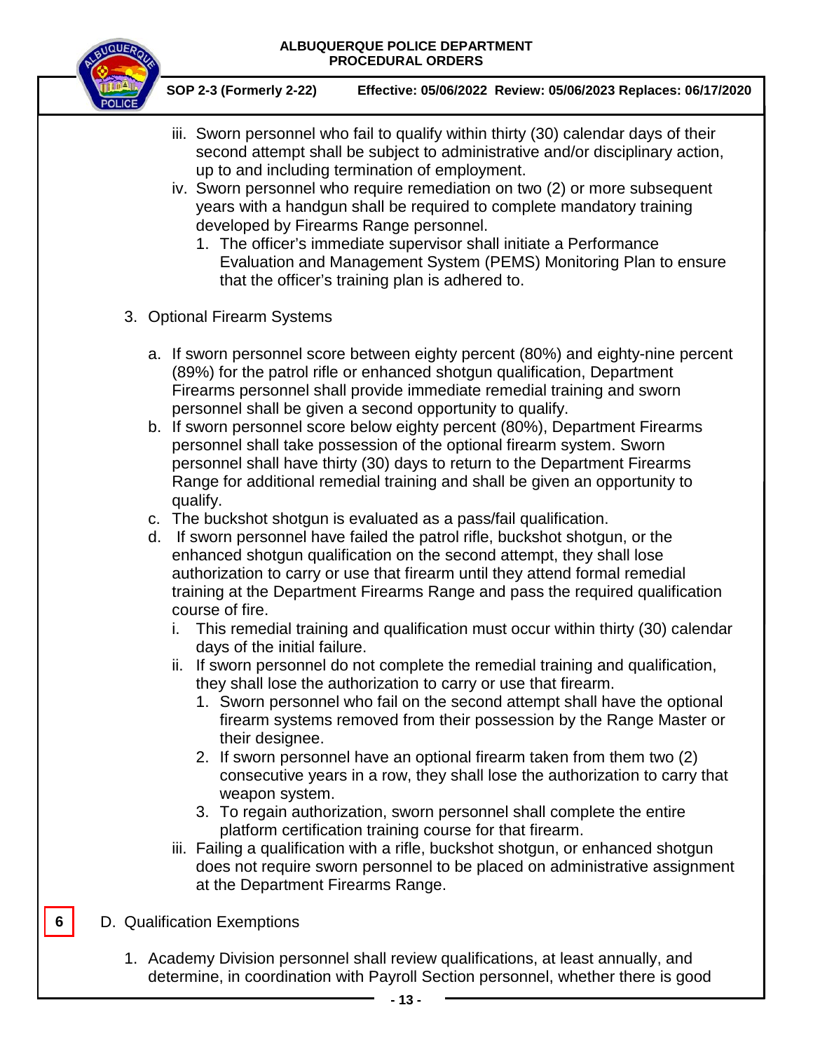iii. Sworn personnel who fail to qualify within thirty (30) calendar days of their second attempt shall be subject to administrative and/or disciplinary action, up to and including termination of employment.

iv. Sworn personnel who require remediation on two (2) or more subsequent years with a handgun shall be required to complete mandatory training developed by Firearms Range personnel.

1. The officer's immediate supervisor shall initiate a Performance Evaluation and Management System (PEMS) Monitoring Plan to ensure that the officer's training plan is adhered to.

3. Optional Firearm Systems

   a. If sworn personnel score between eighty percent (80%) and eighty-nine percent (89%) for the patrol rifle or enhanced shotgun qualification, Department Firearms personnel shall provide immediate remedial training and sworn personnel shall be given a second opportunity to qualify.

   b. If sworn personnel score below eighty percent (80%), Department Firearms personnel shall take possession of the optional firearm system. Sworn personnel shall have thirty (30) days to return to the Department Firearms Range for additional remedial training and shall be given an opportunity to qualify.

   c. The buckshot shotgun is evaluated as a pass/fail qualification.

   d. If sworn personnel have failed the patrol rifle, buckshot shotgun, or the enhanced shotgun qualification on the second attempt, they shall lose authorization to carry or use that firearm until they attend formal remedial training at the Department Firearms Range and pass the required qualification course of fire.

      i. This remedial training and qualification must occur within thirty (30) calendar days of the initial failure.

      ii. If sworn personnel do not complete the remedial training and qualification, they shall lose the authorization to carry or use that firearm.

         1. Sworn personnel who fail on the second attempt shall have the optional firearm systems removed from their possession by the Range Master or their designee.

         2. If sworn personnel have an optional firearm taken from them two (2) consecutive years in a row, they shall lose the authorization to carry that weapon system.

         3. To regain authorization, sworn personnel shall complete the entire platform certification training course for that firearm.

      iii. Failing a qualification with a rifle, buckshot shotgun, or enhanced shotgun does not require sworn personnel to be placed on administrative assignment at the Department Firearms Range.

6

D. Qualification Exemptions

1. Academy Division personnel shall review qualifications, at least annually, and determine, in coordination with Payroll Section personnel, whether there is good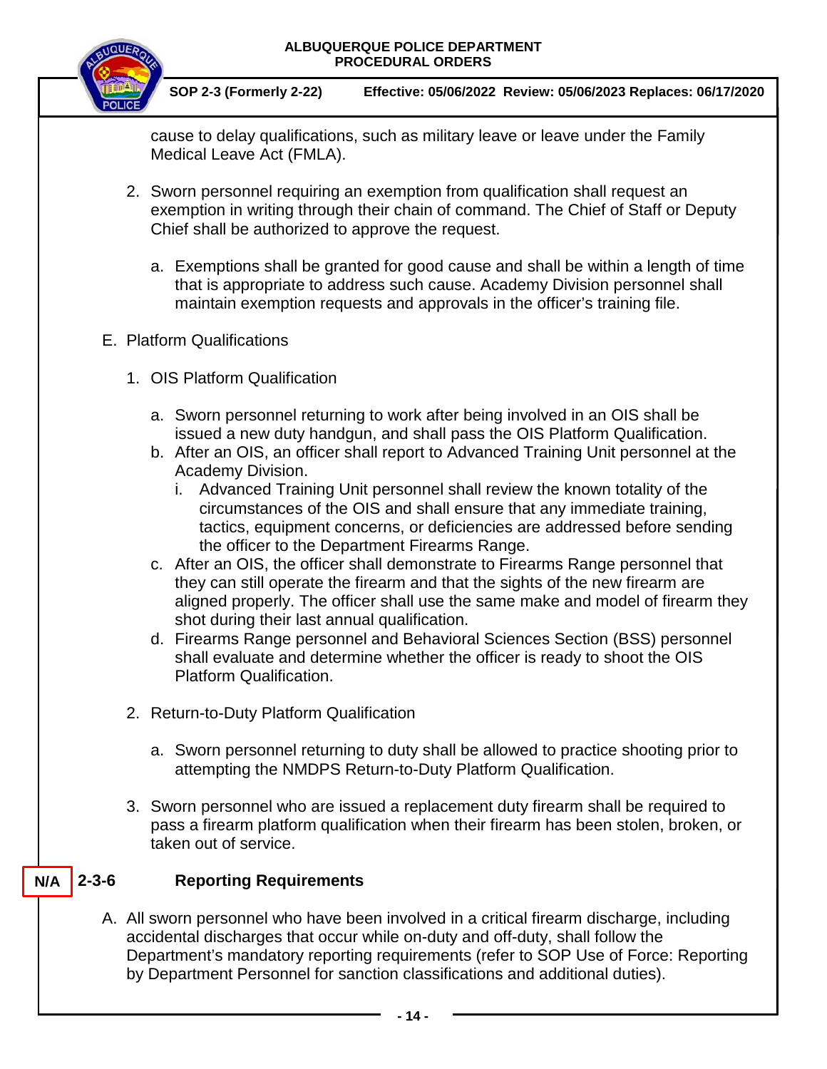cause to delay qualifications, such as military leave or leave under the Family Medical Leave Act (FMLA).

2. Sworn personnel requiring an exemption from qualification shall request an exemption in writing through their chain of command. The Chief of Staff or Deputy Chief shall be authorized to approve the request.

    a. Exemptions shall be granted for good cause and shall be within a length of time that is appropriate to address such cause. Academy Division personnel shall maintain exemption requests and approvals in the officer's training file.

E. Platform Qualifications

1. OIS Platform Qualification

    a. Sworn personnel returning to work after being involved in an OIS shall be issued a new duty handgun, and shall pass the OIS Platform Qualification.
    b. After an OIS, an officer shall report to Advanced Training Unit personnel at the Academy Division.
        i. Advanced Training Unit personnel shall review the known totality of the circumstances of the OIS and shall ensure that any immediate training, tactics, equipment concerns, or deficiencies are addressed before sending the officer to the Department Firearms Range.
    c. After an OIS, the officer shall demonstrate to Firearms Range personnel that they can still operate the firearm and that the sights of the new firearm are aligned properly. The officer shall use the same make and model of firearm they shot during their last annual qualification.
    d. Firearms Range personnel and Behavioral Sciences Section (BSS) personnel shall evaluate and determine whether the officer is ready to shoot the OIS Platform Qualification.

2. Return-to-Duty Platform Qualification

    a. Sworn personnel returning to duty shall be allowed to practice shooting prior to attempting the NMDPS Return-to-Duty Platform Qualification.

3. Sworn personnel who are issued a replacement duty firearm shall be required to pass a firearm platform qualification when their firearm has been stolen, broken, or taken out of service.

## N/A 2-3-6 Reporting Requirements

A. All sworn personnel who have been involved in a critical firearm discharge, including accidental discharges that occur while on-duty and off-duty, shall follow the Department's mandatory reporting requirements (refer to SOP Use of Force: Reporting by Department Personnel for sanction classifications and additional duties).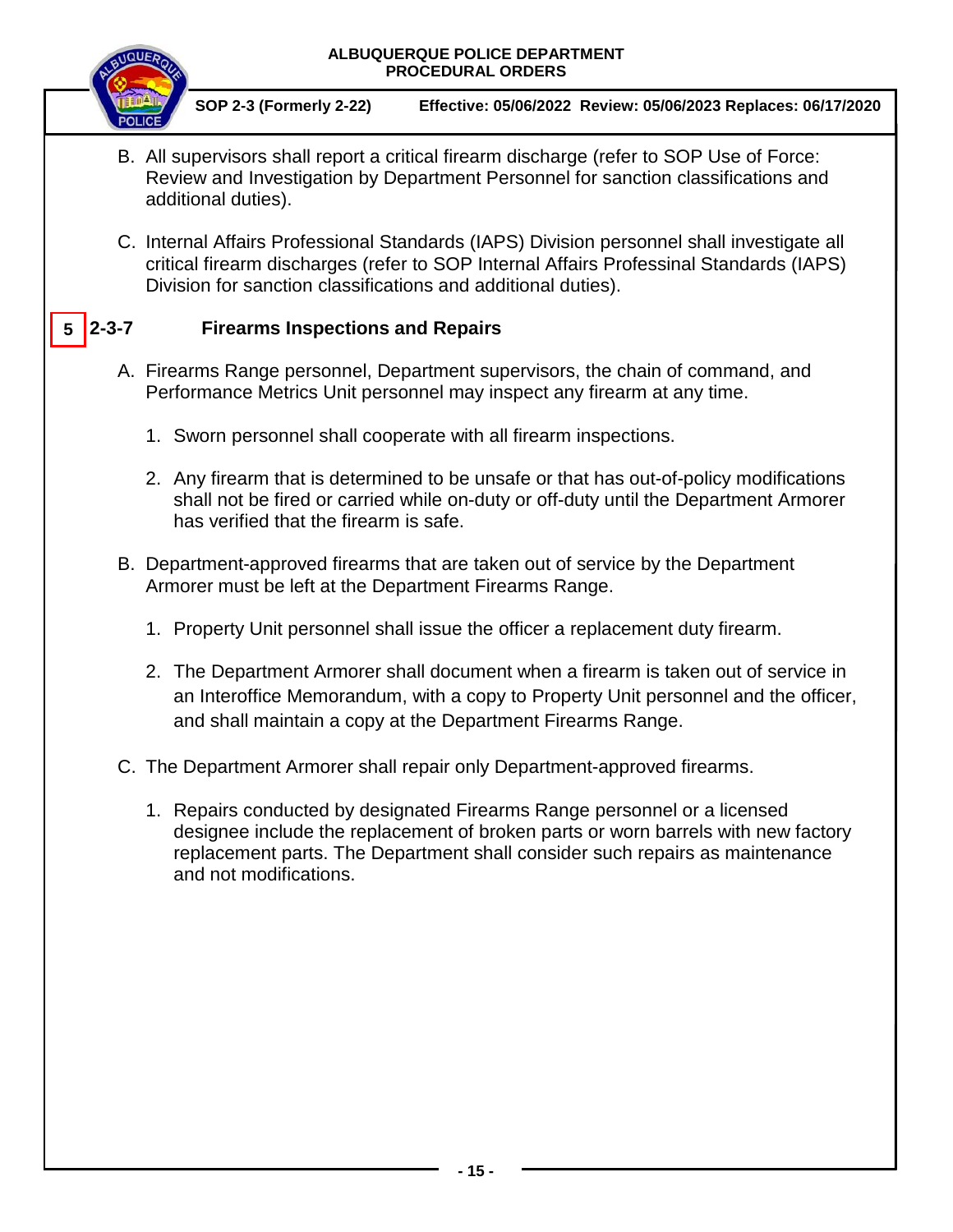B. All supervisors shall report a critical firearm discharge (refer to SOP Use of Force: Review and Investigation by Department Personnel for sanction classifications and additional duties).

C. Internal Affairs Professional Standards (IAPS) Division personnel shall investigate all critical firearm discharges (refer to SOP Internal Affairs Professinal Standards (IAPS) Division for sanction classifications and additional duties).

## 5 2-3-7 Firearms Inspections and Repairs

A. Firearms Range personnel, Department supervisors, the chain of command, and Performance Metrics Unit personnel may inspect any firearm at any time.

1. Sworn personnel shall cooperate with all firearm inspections.
2. Any firearm that is determined to be unsafe or that has out-of-policy modifications shall not be fired or carried while on-duty or off-duty until the Department Armorer has verified that the firearm is safe.

B. Department-approved firearms that are taken out of service by the Department Armorer must be left at the Department Firearms Range.

1. Property Unit personnel shall issue the officer a replacement duty firearm.
2. The Department Armorer shall document when a firearm is taken out of service in an Interoffice Memorandum, with a copy to Property Unit personnel and the officer, and shall maintain a copy at the Department Firearms Range.

C. The Department Armorer shall repair only Department-approved firearms.

1. Repairs conducted by designated Firearms Range personnel or a licensed designee include the replacement of broken parts or worn barrels with new factory replacement parts. The Department shall consider such repairs as maintenance and not modifications.